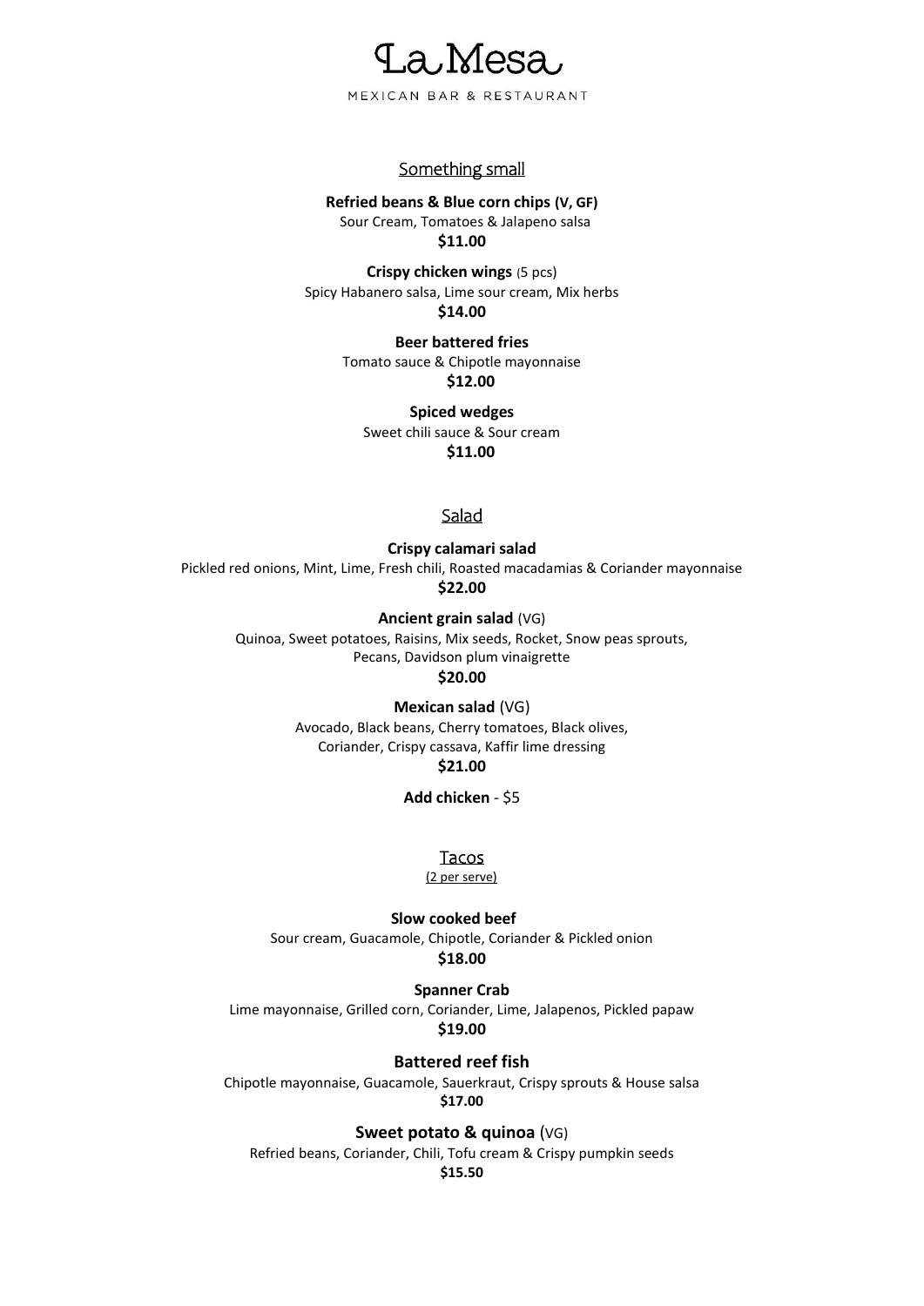# La Mesa

MEXICAN BAR & RESTAURANT

## Something small

**Refried beans & Blue corn chips (V, GF)**
Sour Cream, Tomatoes & Jalapeno salsa
**$11.00**

**Crispy chicken wings** (5 pcs)
Spicy Habanero salsa, Lime sour cream, Mix herbs
**$14.00**

**Beer battered fries**
Tomato sauce & Chipotle mayonnaise
**$12.00**

**Spiced wedges**
Sweet chili sauce & Sour cream
**$11.00**

## Salad

**Crispy calamari salad**
Pickled red onions, Mint, Lime, Fresh chili, Roasted macadamias & Coriander mayonnaise
**$22.00**

**Ancient grain salad** (VG)
Quinoa, Sweet potatoes, Raisins, Mix seeds, Rocket, Snow peas sprouts,
Pecans, Davidson plum vinaigrette
**$20.00**

**Mexican salad** (VG)
Avocado, Black beans, Cherry tomatoes, Black olives,
Coriander, Crispy cassava, Kaffir lime dressing
**$21.00**

**Add chicken** - $5

## Tacos

(2 per serve)

**Slow cooked beef**
Sour cream, Guacamole, Chipotle, Coriander & Pickled onion
**$18.00**

**Spanner Crab**
Lime mayonnaise, Grilled corn, Coriander, Lime, Jalapenos, Pickled papaw
**$19.00**

**Battered reef fish**
Chipotle mayonnaise, Guacamole, Sauerkraut, Crispy sprouts & House salsa
**$17.00**

**Sweet potato & quinoa** (VG)
Refried beans, Coriander, Chili, Tofu cream & Crispy pumpkin seeds
**$15.50**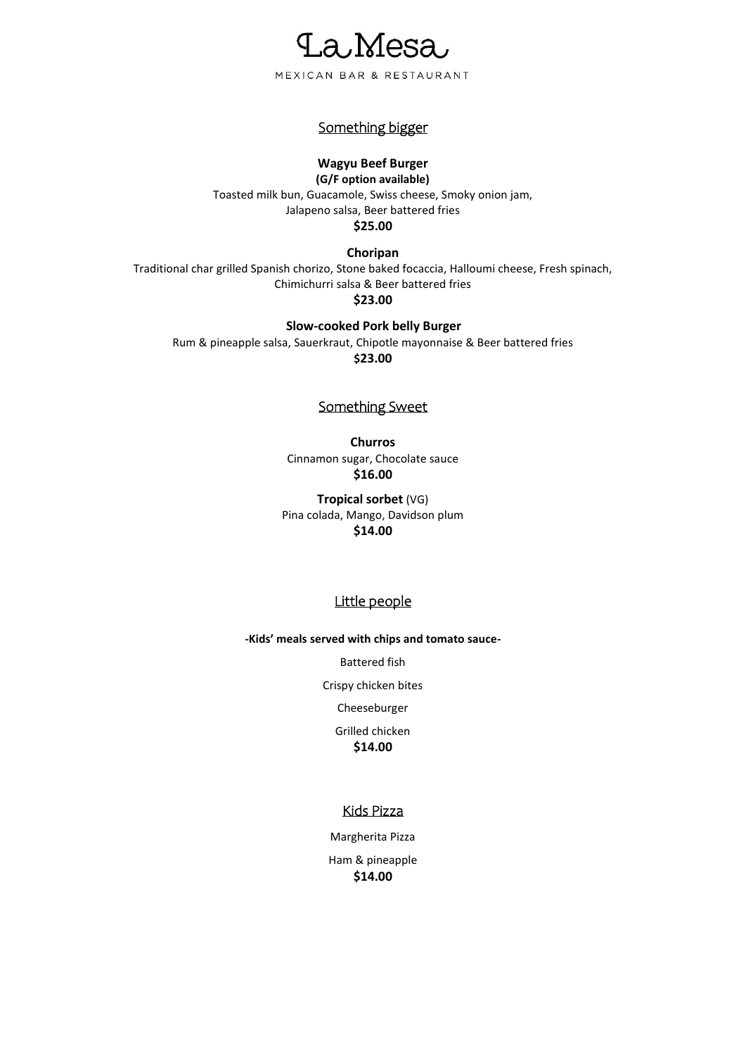# La Mesa

MEXICAN BAR & RESTAURANT

## Something bigger

**Wagyu Beef Burger**
**(G/F option available)**
Toasted milk bun, Guacamole, Swiss cheese, Smoky onion jam,
Jalapeno salsa, Beer battered fries
**$25.00**

**Choripan**
Traditional char grilled Spanish chorizo, Stone baked focaccia, Halloumi cheese, Fresh spinach,
Chimichurri salsa & Beer battered fries
**$23.00**

**Slow-cooked Pork belly Burger**
Rum & pineapple salsa, Sauerkraut, Chipotle mayonnaise & Beer battered fries
**$23.00**

## Something Sweet

**Churros**
Cinnamon sugar, Chocolate sauce
**$16.00**

**Tropical sorbet** (VG)
Pina colada, Mango, Davidson plum
**$14.00**

## Little people

**-Kids' meals served with chips and tomato sauce-**

Battered fish

Crispy chicken bites

Cheeseburger

Grilled chicken
**$14.00**

## Kids Pizza

Margherita Pizza

Ham & pineapple
**$14.00**